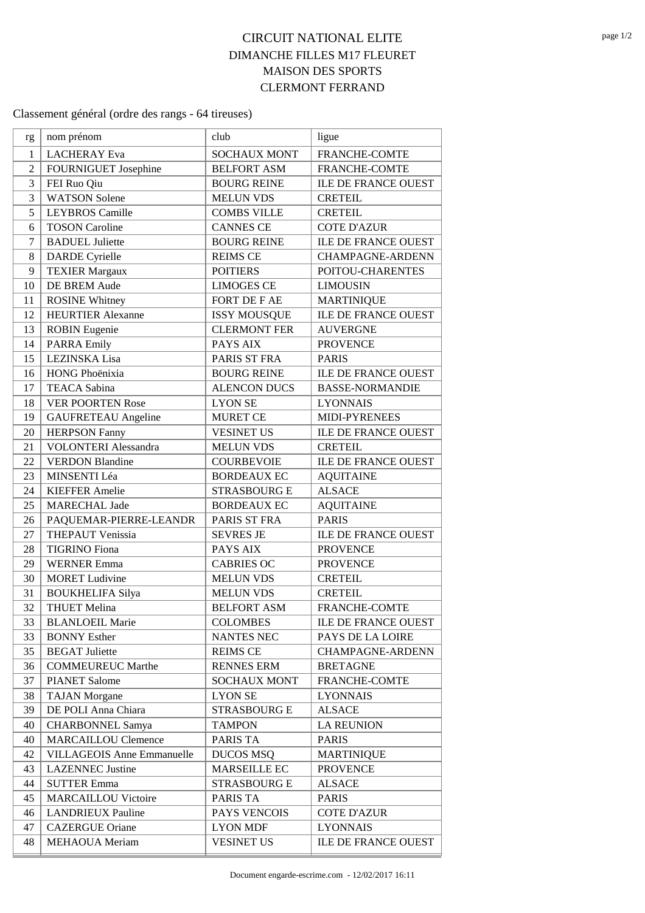# CIRCUIT NATIONAL ELITE
## DIMANCHE FILLES M17 FLEURET
## MAISON DES SPORTS
## CLERMONT FERRAND

Classement général (ordre des rangs - 64 tireuses)

| rg | nom prénom | club | ligue |
|---|---|---|---|
| 1 | LACHERAY Eva | SOCHAUX MONT | FRANCHE-COMTE |
| 2 | FOURNIGUET Josephine | BELFORT ASM | FRANCHE-COMTE |
| 3 | FEI Ruo Qiu | BOURG REINE | ILE DE FRANCE OUEST |
| 3 | WATSON Solene | MELUN VDS | CRETEIL |
| 5 | LEYBROS Camille | COMBS VILLE | CRETEIL |
| 6 | TOSON Caroline | CANNES CE | COTE D'AZUR |
| 7 | BADUEL Juliette | BOURG REINE | ILE DE FRANCE OUEST |
| 8 | DARDE Cyrielle | REIMS CE | CHAMPAGNE-ARDENN |
| 9 | TEXIER Margaux | POITIERS | POITOU-CHARENTES |
| 10 | DE BREM Aude | LIMOGES CE | LIMOUSIN |
| 11 | ROSINE Whitney | FORT DE F AE | MARTINIQUE |
| 12 | HEURTIER Alexanne | ISSY MOUSQUE | ILE DE FRANCE OUEST |
| 13 | ROBIN Eugenie | CLERMONT FER | AUVERGNE |
| 14 | PARRA Emily | PAYS AIX | PROVENCE |
| 15 | LEZINSKA Lisa | PARIS ST FRA | PARIS |
| 16 | HONG Phoënixia | BOURG REINE | ILE DE FRANCE OUEST |
| 17 | TEACA Sabina | ALENCON DUCS | BASSE-NORMANDIE |
| 18 | VER POORTEN Rose | LYON SE | LYONNAIS |
| 19 | GAUFRETEAU Angeline | MURET CE | MIDI-PYRENEES |
| 20 | HERPSON Fanny | VESINET US | ILE DE FRANCE OUEST |
| 21 | VOLONTERI Alessandra | MELUN VDS | CRETEIL |
| 22 | VERDON Blandine | COURBEVOIE | ILE DE FRANCE OUEST |
| 23 | MINSENTI Léa | BORDEAUX EC | AQUITAINE |
| 24 | KIEFFER Amelie | STRASBOURG E | ALSACE |
| 25 | MARECHAL Jade | BORDEAUX EC | AQUITAINE |
| 26 | PAQUEMAR-PIERRE-LEANDR | PARIS ST FRA | PARIS |
| 27 | THEPAUT Venissia | SEVRES JE | ILE DE FRANCE OUEST |
| 28 | TIGRINO Fiona | PAYS AIX | PROVENCE |
| 29 | WERNER Emma | CABRIES OC | PROVENCE |
| 30 | MORET Ludivine | MELUN VDS | CRETEIL |
| 31 | BOUKHELIFA Silya | MELUN VDS | CRETEIL |
| 32 | THUET Melina | BELFORT ASM | FRANCHE-COMTE |
| 33 | BLANLOEIL Marie | COLOMBES | ILE DE FRANCE OUEST |
| 33 | BONNY Esther | NANTES NEC | PAYS DE LA LOIRE |
| 35 | BEGAT Juliette | REIMS CE | CHAMPAGNE-ARDENN |
| 36 | COMMEUREUC Marthe | RENNES ERM | BRETAGNE |
| 37 | PIANET Salome | SOCHAUX MONT | FRANCHE-COMTE |
| 38 | TAJAN Morgane | LYON SE | LYONNAIS |
| 39 | DE POLI Anna Chiara | STRASBOURG E | ALSACE |
| 40 | CHARBONNEL Samya | TAMPON | LA REUNION |
| 40 | MARCAILLOU Clemence | PARIS TA | PARIS |
| 42 | VILLAGEOIS Anne Emmanuelle | DUCOS MSQ | MARTINIQUE |
| 43 | LAZENNEC Justine | MARSEILLE EC | PROVENCE |
| 44 | SUTTER Emma | STRASBOURG E | ALSACE |
| 45 | MARCAILLOU Victoire | PARIS TA | PARIS |
| 46 | LANDRIEUX Pauline | PAYS VENCOIS | COTE D'AZUR |
| 47 | CAZERGUE Oriane | LYON MDF | LYONNAIS |
| 48 | MEHAOUA Meriam | VESINET US | ILE DE FRANCE OUEST |

Document engarde-escrime.com - 12/02/2017 16:11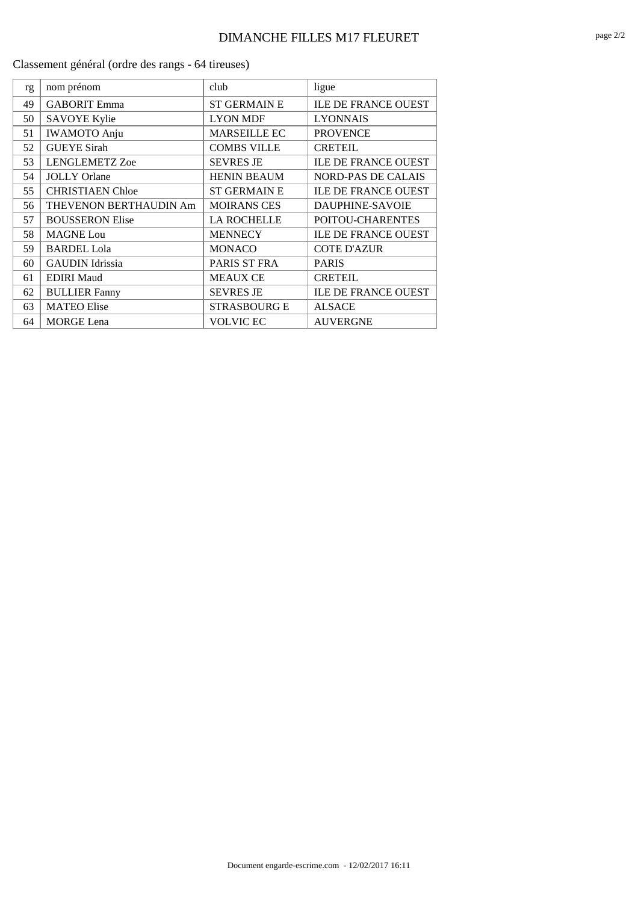# DIMANCHE FILLES M17 FLEURET

Classement général (ordre des rangs - 64 tireuses)

| rg | nom prénom | club | ligue |
|---|---|---|---|
| 49 | GABORIT Emma | ST GERMAIN E | ILE DE FRANCE OUEST |
| 50 | SAVOYE Kylie | LYON MDF | LYONNAIS |
| 51 | IWAMOTO Anju | MARSEILLE EC | PROVENCE |
| 52 | GUEYE Sirah | COMBS VILLE | CRETEIL |
| 53 | LENGLEMETZ Zoe | SEVRES JE | ILE DE FRANCE OUEST |
| 54 | JOLLY Orlane | HENIN BEAUM | NORD-PAS DE CALAIS |
| 55 | CHRISTIAEN Chloe | ST GERMAIN E | ILE DE FRANCE OUEST |
| 56 | THEVENON BERTHAUDIN Am | MOIRANS CES | DAUPHINE-SAVOIE |
| 57 | BOUSSERON Elise | LA ROCHELLE | POITOU-CHARENTES |
| 58 | MAGNE Lou | MENNECY | ILE DE FRANCE OUEST |
| 59 | BARDEL Lola | MONACO | COTE D'AZUR |
| 60 | GAUDIN Idrissia | PARIS ST FRA | PARIS |
| 61 | EDIRI Maud | MEAUX CE | CRETEIL |
| 62 | BULLIER Fanny | SEVRES JE | ILE DE FRANCE OUEST |
| 63 | MATEO Elise | STRASBOURG E | ALSACE |
| 64 | MORGE Lena | VOLVIC EC | AUVERGNE |

Document engarde-escrime.com - 12/02/2017 16:11